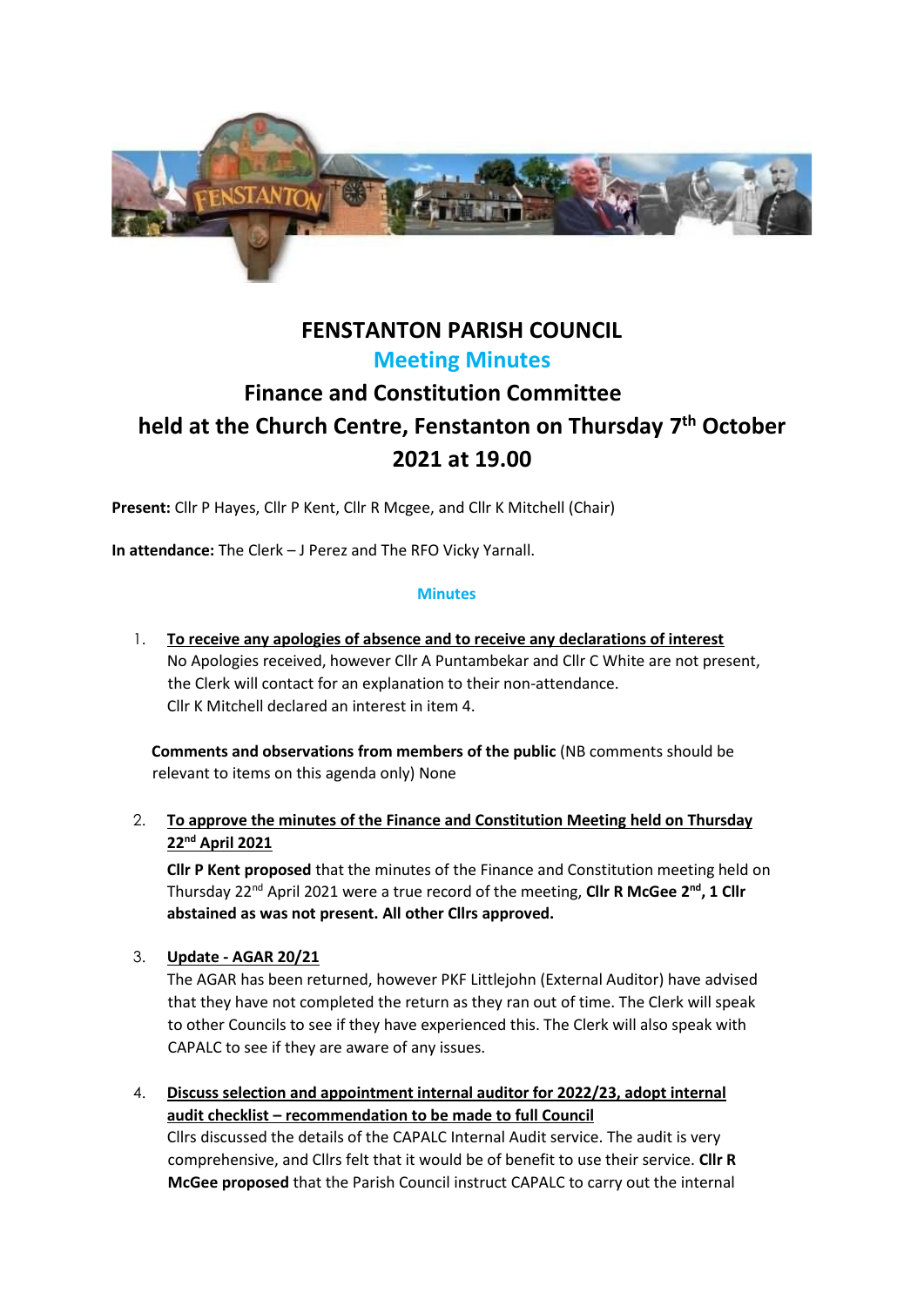# FENSTANTON PARISH COUNCIL

## Meeting Minutes

## Finance and Constitution Committee held at the Church Centre, Fenstanton on Thursday 7th October 2021 at 19.00

**Present:** Cllr P Hayes, Cllr P Kent, Cllr R Mcgee, and Cllr K Mitchell (Chair)

**In attendance:** The Clerk – J Perez and The RFO Vicky Yarnall.

### Minutes

1. **To receive any apologies of absence and to receive any declarations of interest**
   No Apologies received, however Cllr A Puntambekar and Cllr C White are not present, the Clerk will contact for an explanation to their non-attendance.
   Cllr K Mitchell declared an interest in item 4.

   **Comments and observations from members of the public** (NB comments should be relevant to items on this agenda only) None

2. **To approve the minutes of the Finance and Constitution Meeting held on Thursday 22nd April 2021**

   **Cllr P Kent proposed** that the minutes of the Finance and Constitution meeting held on Thursday 22nd April 2021 were a true record of the meeting, **Cllr R McGee 2nd, 1 Cllr abstained as was not present. All other Cllrs approved.**

3. **Update - AGAR 20/21**
   The AGAR has been returned, however PKF Littlejohn (External Auditor) have advised that they have not completed the return as they ran out of time. The Clerk will speak to other Councils to see if they have experienced this. The Clerk will also speak with CAPALC to see if they are aware of any issues.

4. **Discuss selection and appointment internal auditor for 2022/23, adopt internal audit checklist – recommendation to be made to full Council**
   Cllrs discussed the details of the CAPALC Internal Audit service. The audit is very comprehensive, and Cllrs felt that it would be of benefit to use their service. **Cllr R McGee proposed** that the Parish Council instruct CAPALC to carry out the internal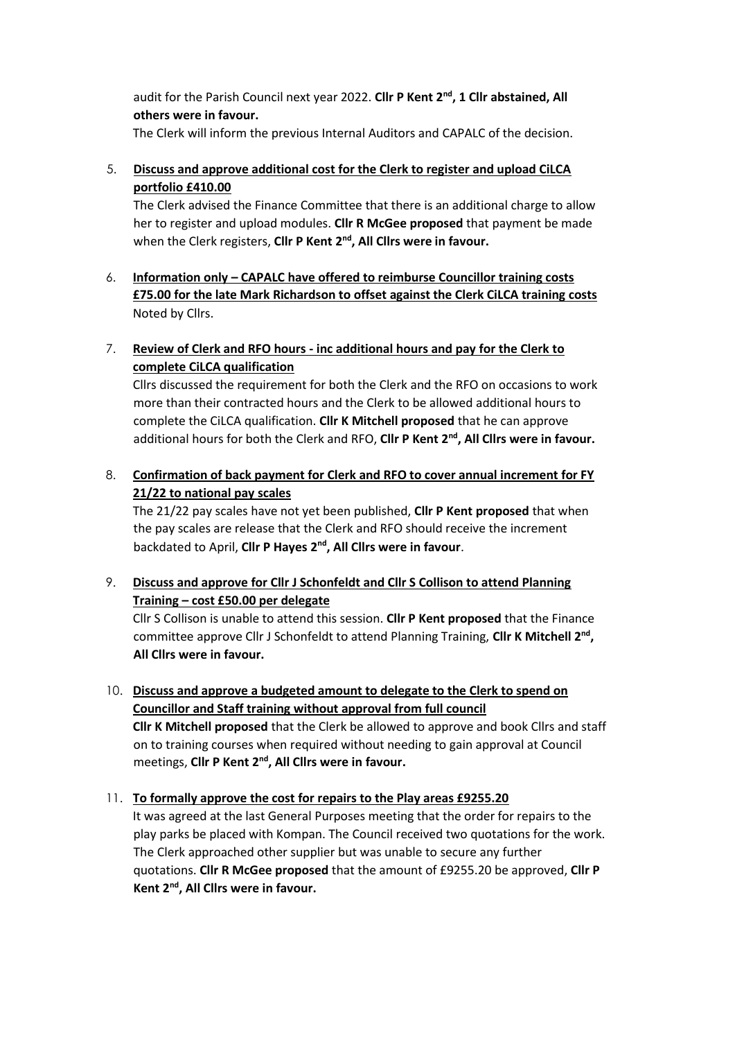audit for the Parish Council next year 2022. **Cllr P Kent 2nd, 1 Cllr abstained, All others were in favour.**

The Clerk will inform the previous Internal Auditors and CAPALC of the decision.

5. **Discuss and approve additional cost for the Clerk to register and upload CiLCA portfolio £410.00**

   The Clerk advised the Finance Committee that there is an additional charge to allow her to register and upload modules. **Cllr R McGee proposed** that payment be made when the Clerk registers, **Cllr P Kent 2nd, All Cllrs were in favour.**

6. **Information only – CAPALC have offered to reimburse Councillor training costs £75.00 for the late Mark Richardson to offset against the Clerk CiLCA training costs**

   Noted by Cllrs.

7. **Review of Clerk and RFO hours - inc additional hours and pay for the Clerk to complete CiLCA qualification**

   Cllrs discussed the requirement for both the Clerk and the RFO on occasions to work more than their contracted hours and the Clerk to be allowed additional hours to complete the CiLCA qualification. **Cllr K Mitchell proposed** that he can approve additional hours for both the Clerk and RFO, **Cllr P Kent 2nd, All Cllrs were in favour.**

8. **Confirmation of back payment for Clerk and RFO to cover annual increment for FY 21/22 to national pay scales**

   The 21/22 pay scales have not yet been published, **Cllr P Kent proposed** that when the pay scales are release that the Clerk and RFO should receive the increment backdated to April, **Cllr P Hayes 2nd, All Cllrs were in favour**.

9. **Discuss and approve for Cllr J Schonfeldt and Cllr S Collison to attend Planning Training – cost £50.00 per delegate**

   Cllr S Collison is unable to attend this session. **Cllr P Kent proposed** that the Finance committee approve Cllr J Schonfeldt to attend Planning Training, **Cllr K Mitchell 2nd, All Cllrs were in favour.**

10. **Discuss and approve a budgeted amount to delegate to the Clerk to spend on Councillor and Staff training without approval from full council**

    **Cllr K Mitchell proposed** that the Clerk be allowed to approve and book Cllrs and staff on to training courses when required without needing to gain approval at Council meetings, **Cllr P Kent 2nd, All Cllrs were in favour.**

11. **To formally approve the cost for repairs to the Play areas £9255.20**

    It was agreed at the last General Purposes meeting that the order for repairs to the play parks be placed with Kompan. The Council received two quotations for the work. The Clerk approached other supplier but was unable to secure any further quotations. **Cllr R McGee proposed** that the amount of £9255.20 be approved, **Cllr P Kent 2nd, All Cllrs were in favour.**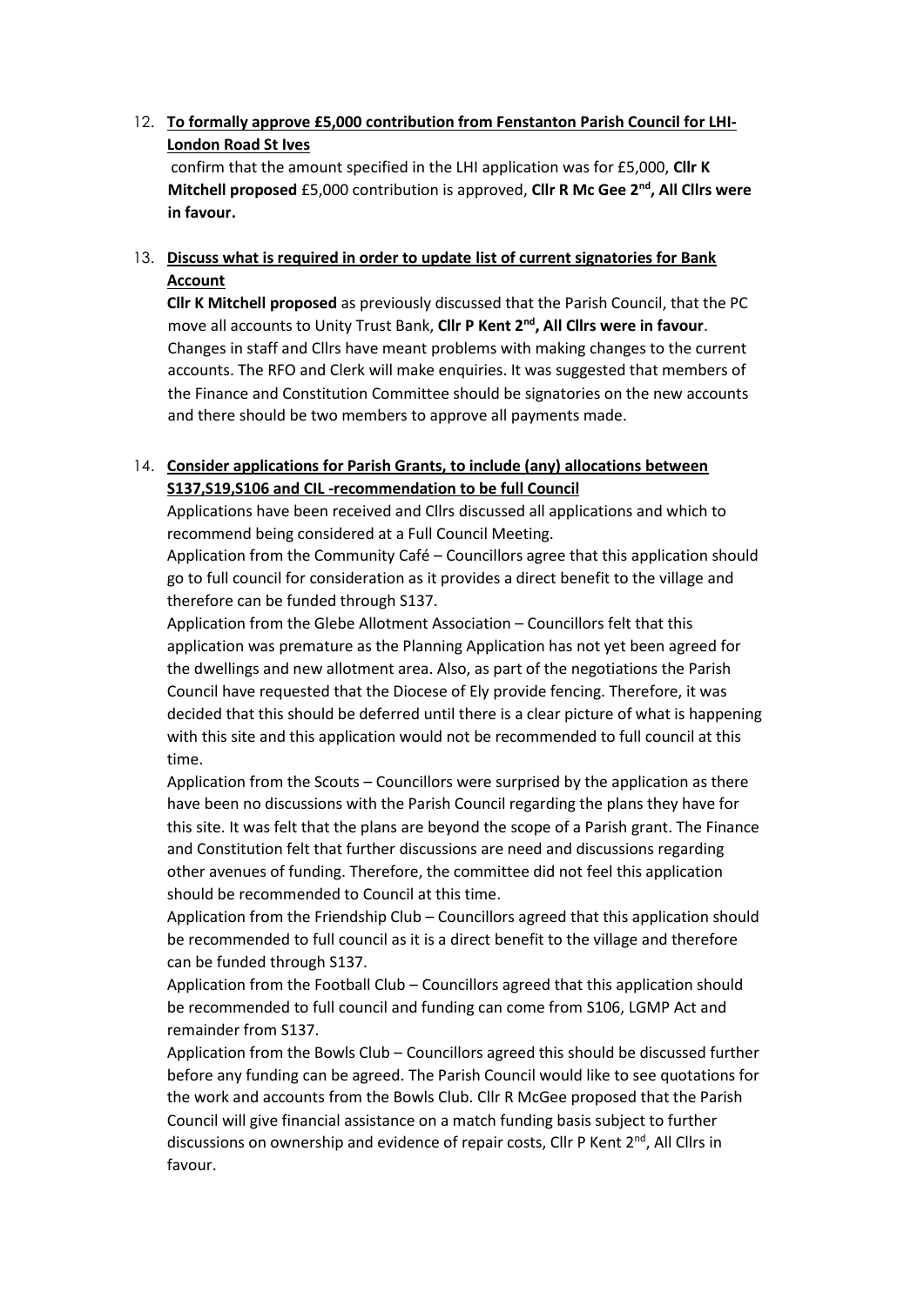12. **To formally approve £5,000 contribution from Fenstanton Parish Council for LHI- London Road St Ives**

    confirm that the amount specified in the LHI application was for £5,000, **Cllr K Mitchell proposed** £5,000 contribution is approved, **Cllr R Mc Gee 2nd, All Cllrs were in favour.**

13. **Discuss what is required in order to update list of current signatories for Bank Account**

    **Cllr K Mitchell proposed** as previously discussed that the Parish Council, that the PC move all accounts to Unity Trust Bank, **Cllr P Kent 2nd, All Cllrs were in favour**. Changes in staff and Cllrs have meant problems with making changes to the current accounts. The RFO and Clerk will make enquiries. It was suggested that members of the Finance and Constitution Committee should be signatories on the new accounts and there should be two members to approve all payments made.

14. **Consider applications for Parish Grants, to include (any) allocations between S137,S19,S106 and CIL -recommendation to be full Council**

    Applications have been received and Cllrs discussed all applications and which to recommend being considered at a Full Council Meeting.

    Application from the Community Café – Councillors agree that this application should go to full council for consideration as it provides a direct benefit to the village and therefore can be funded through S137.

    Application from the Glebe Allotment Association – Councillors felt that this application was premature as the Planning Application has not yet been agreed for the dwellings and new allotment area. Also, as part of the negotiations the Parish Council have requested that the Diocese of Ely provide fencing. Therefore, it was decided that this should be deferred until there is a clear picture of what is happening with this site and this application would not be recommended to full council at this time.

    Application from the Scouts – Councillors were surprised by the application as there have been no discussions with the Parish Council regarding the plans they have for this site. It was felt that the plans are beyond the scope of a Parish grant. The Finance and Constitution felt that further discussions are need and discussions regarding other avenues of funding. Therefore, the committee did not feel this application should be recommended to Council at this time.

    Application from the Friendship Club – Councillors agreed that this application should be recommended to full council as it is a direct benefit to the village and therefore can be funded through S137.

    Application from the Football Club – Councillors agreed that this application should be recommended to full council and funding can come from S106, LGMP Act and remainder from S137.

    Application from the Bowls Club – Councillors agreed this should be discussed further before any funding can be agreed. The Parish Council would like to see quotations for the work and accounts from the Bowls Club. Cllr R McGee proposed that the Parish Council will give financial assistance on a match funding basis subject to further discussions on ownership and evidence of repair costs, Cllr P Kent 2nd, All Cllrs in favour.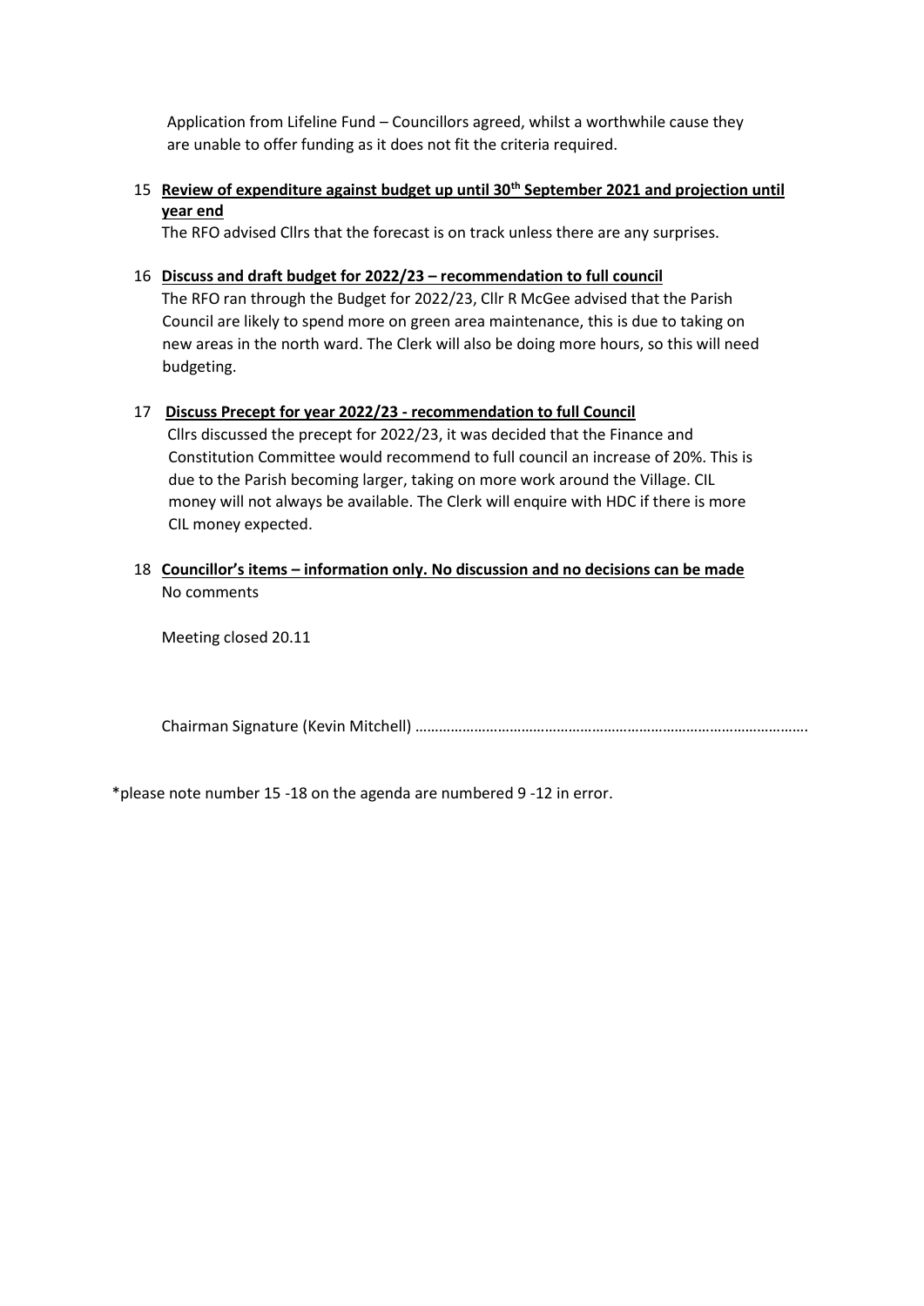Application from Lifeline Fund – Councillors agreed, whilst a worthwhile cause they are unable to offer funding as it does not fit the criteria required.

15 **Review of expenditure against budget up until 30th September 2021 and projection until year end**

The RFO advised Cllrs that the forecast is on track unless there are any surprises.

16 **Discuss and draft budget for 2022/23 – recommendation to full council**

The RFO ran through the Budget for 2022/23, Cllr R McGee advised that the Parish Council are likely to spend more on green area maintenance, this is due to taking on new areas in the north ward. The Clerk will also be doing more hours, so this will need budgeting.

17 **Discuss Precept for year 2022/23 - recommendation to full Council**

Cllrs discussed the precept for 2022/23, it was decided that the Finance and Constitution Committee would recommend to full council an increase of 20%. This is due to the Parish becoming larger, taking on more work around the Village. CIL money will not always be available. The Clerk will enquire with HDC if there is more CIL money expected.

18 **Councillor's items – information only. No discussion and no decisions can be made**

No comments

Meeting closed 20.11

Chairman Signature (Kevin Mitchell) ……………………………………………………………………………………….

*please note number 15 -18 on the agenda are numbered 9 -12 in error.